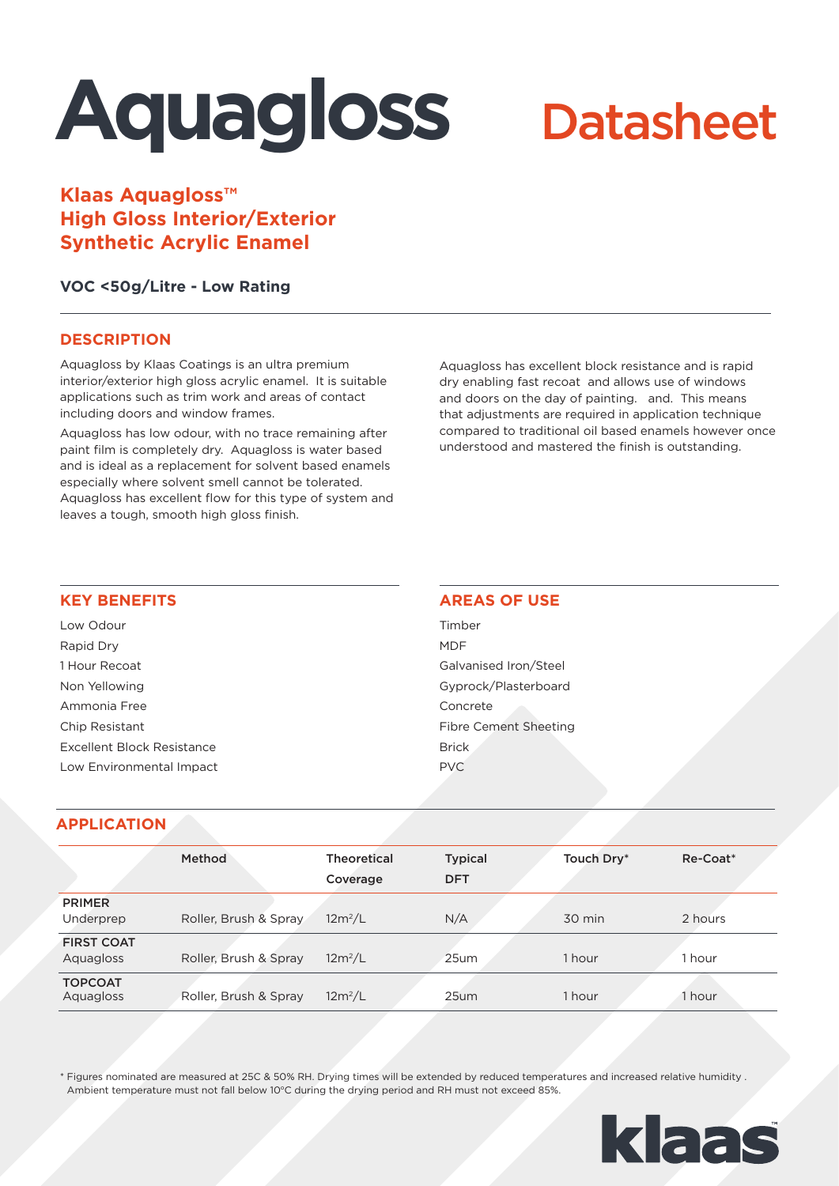# Aquagloss Datasheet

## Klaas Aquagloss™ High Gloss Interior/Exterior Synthetic Acrylic Enamel

**VOC <50g/Litre - Low Rating**

## DESCRIPTION

Aquagloss by Klaas Coatings is an ultra premium interior/exterior high gloss acrylic enamel. It is suitable applications such as trim work and areas of contact including doors and window frames.

Aquagloss has low odour, with no trace remaining after paint film is completely dry. Aquagloss is water based and is ideal as a replacement for solvent based enamels especially where solvent smell cannot be tolerated. Aquagloss has excellent flow for this type of system and leaves a tough, smooth high gloss finish.

Aquagloss has excellent block resistance and is rapid dry enabling fast recoat and allows use of windows and doors on the day of painting. and. This means that adjustments are required in application technique compared to traditional oil based enamels however once understood and mastered the finish is outstanding.

## KEY BENEFITS

- Low Odour
- Rapid Dry
- 1 Hour Recoat
- Non Yellowing
- Ammonia Free
- Chip Resistant
- Excellent Block Resistance
- Low Environmental Impact

## AREAS OF USE

- Timber
- MDF
- Galvanised Iron/Steel
- Gyprock/Plasterboard
- Concrete
- Fibre Cement Sheeting
- Brick
- PVC

## APPLICATION

| | Method | Theoretical Coverage | Typical DFT | Touch Dry* | Re-Coat* |
|---|---|---|---|---|---|
| **PRIMER** Underprep | Roller, Brush & Spray | 12m²/L | N/A | 30 min | 2 hours |
| **FIRST COAT** Aquagloss | Roller, Brush & Spray | 12m²/L | 25um | 1 hour | 1 hour |
| **TOPCOAT** Aquagloss | Roller, Brush & Spray | 12m²/L | 25um | 1 hour | 1 hour |

\* Figures nominated are measured at 25C & 50% RH. Drying times will be extended by reduced temperatures and increased relative humidity . Ambient temperature must not fall below 10°C during the drying period and RH must not exceed 85%.

klaas™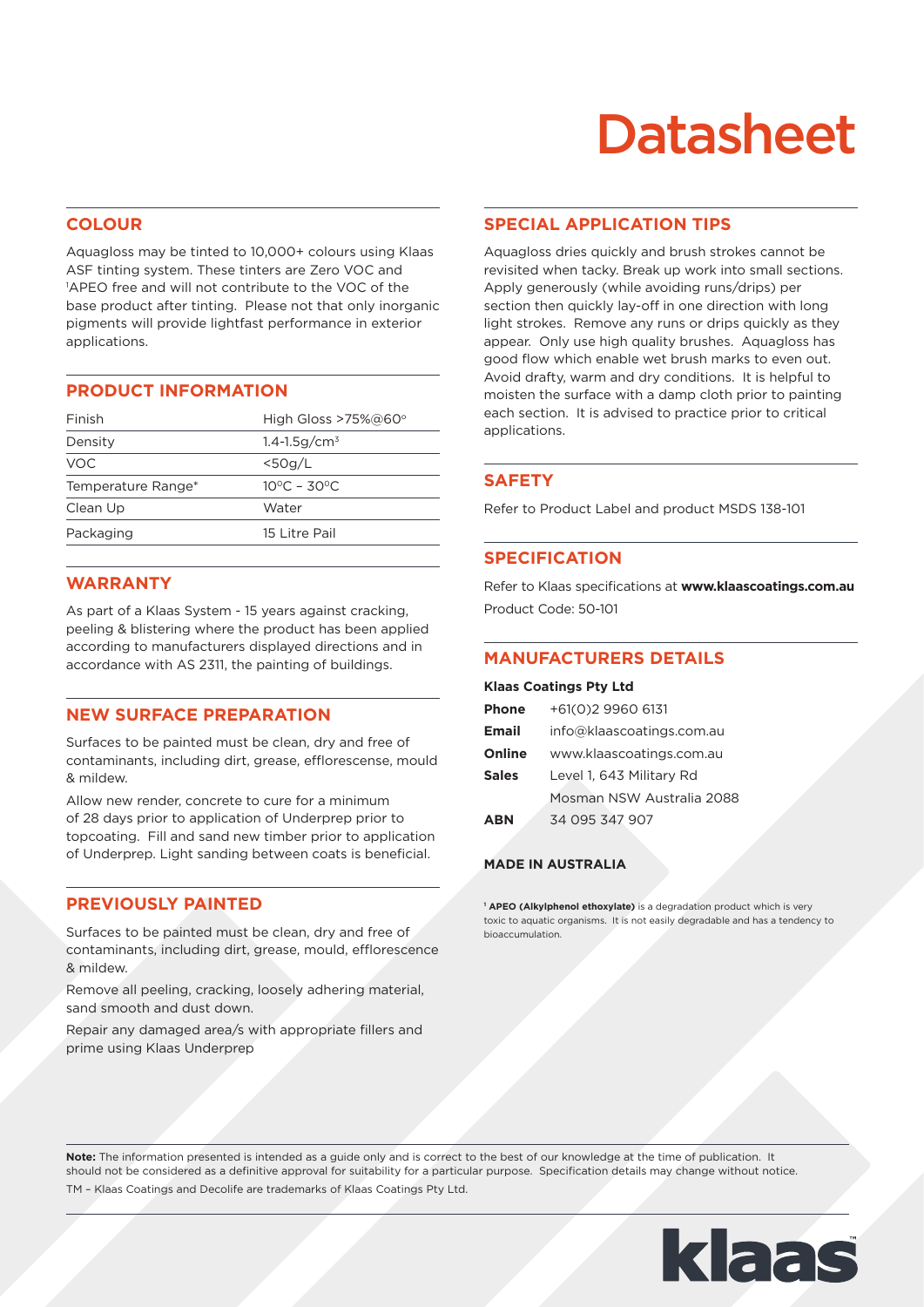# Datasheet

## COLOUR

Aquagloss may be tinted to 10,000+ colours using Klaas ASF tinting system. These tinters are Zero VOC and [1]APEO free and will not contribute to the VOC of the base product after tinting. Please not that only inorganic pigments will provide lightfast performance in exterior applications.

## PRODUCT INFORMATION

| | |
|---|---|
| Finish | High Gloss >75%@60° |
| Density | 1.4-1.5g/cm³ |
| VOC | <50g/L |
| Temperature Range* | 10°C – 30°C |
| Clean Up | Water |
| Packaging | 15 Litre Pail |

## WARRANTY

As part of a Klaas System - 15 years against cracking, peeling & blistering where the product has been applied according to manufacturers displayed directions and in accordance with AS 2311, the painting of buildings.

## NEW SURFACE PREPARATION

Surfaces to be painted must be clean, dry and free of contaminants, including dirt, grease, efflorescense, mould & mildew.

Allow new render, concrete to cure for a minimum of 28 days prior to application of Underprep prior to topcoating. Fill and sand new timber prior to application of Underprep. Light sanding between coats is beneficial.

## PREVIOUSLY PAINTED

Surfaces to be painted must be clean, dry and free of contaminants, including dirt, grease, mould, efflorescence & mildew.

Remove all peeling, cracking, loosely adhering material, sand smooth and dust down.

Repair any damaged area/s with appropriate fillers and prime using Klaas Underprep

## SPECIAL APPLICATION TIPS

Aquagloss dries quickly and brush strokes cannot be revisited when tacky. Break up work into small sections. Apply generously (while avoiding runs/drips) per section then quickly lay-off in one direction with long light strokes. Remove any runs or drips quickly as they appear. Only use high quality brushes. Aquagloss has good flow which enable wet brush marks to even out. Avoid drafty, warm and dry conditions. It is helpful to moisten the surface with a damp cloth prior to painting each section. It is advised to practice prior to critical applications.

## SAFETY

Refer to Product Label and product MSDS 138-101

## SPECIFICATION

Refer to Klaas specifications at **www.klaascoatings.com.au**

Product Code: 50-101

## MANUFACTURERS DETAILS

**Klaas Coatings Pty Ltd**

| | |
|---|---|
| **Phone** | +61(0)2 9960 6131 |
| **Email** | info@klaascoatings.com.au |
| **Online** | www.klaascoatings.com.au |
| **Sales** | Level 1, 643 Military Rd<br>Mosman NSW Australia 2088 |
| **ABN** | 34 095 347 907 |

**MADE IN AUSTRALIA**

[1] **APEO (Alkylphenol ethoxylate)** is a degradation product which is very toxic to aquatic organisms. It is not easily degradable and has a tendency to bioaccumulation.

**Note:** The information presented is intended as a guide only and is correct to the best of our knowledge at the time of publication. It should not be considered as a definitive approval for suitability for a particular purpose. Specification details may change without notice.

TM – Klaas Coatings and Decolife are trademarks of Klaas Coatings Pty Ltd.

klaas™